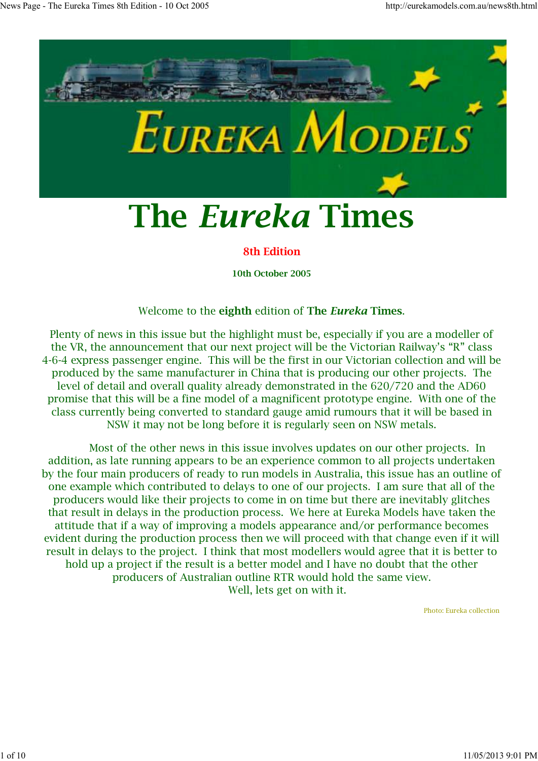# The *Eureka* Times

**8th Edition**

**10th October 2005**

Welcome to the **eighth** edition of **The *Eureka* Times**.

Plenty of news in this issue but the highlight must be, especially if you are a modeller of the VR, the announcement that our next project will be the Victorian Railway's "R" class 4-6-4 express passenger engine. This will be the first in our Victorian collection and will be produced by the same manufacturer in China that is producing our other projects. The level of detail and overall quality already demonstrated in the 620/720 and the AD60 promise that this will be a fine model of a magnificent prototype engine. With one of the class currently being converted to standard gauge amid rumours that it will be based in NSW it may not be long before it is regularly seen on NSW metals.

Most of the other news in this issue involves updates on our other projects. In addition, as late running appears to be an experience common to all projects undertaken by the four main producers of ready to run models in Australia, this issue has an outline of one example which contributed to delays to one of our projects. I am sure that all of the producers would like their projects to come in on time but there are inevitably glitches that result in delays in the production process. We here at Eureka Models have taken the attitude that if a way of improving a models appearance and/or performance becomes evident during the production process then we will proceed with that change even if it will result in delays to the project. I think that most modellers would agree that it is better to hold up a project if the result is a better model and I have no doubt that the other producers of Australian outline RTR would hold the same view.

Well, lets get on with it.

Photo: Eureka collection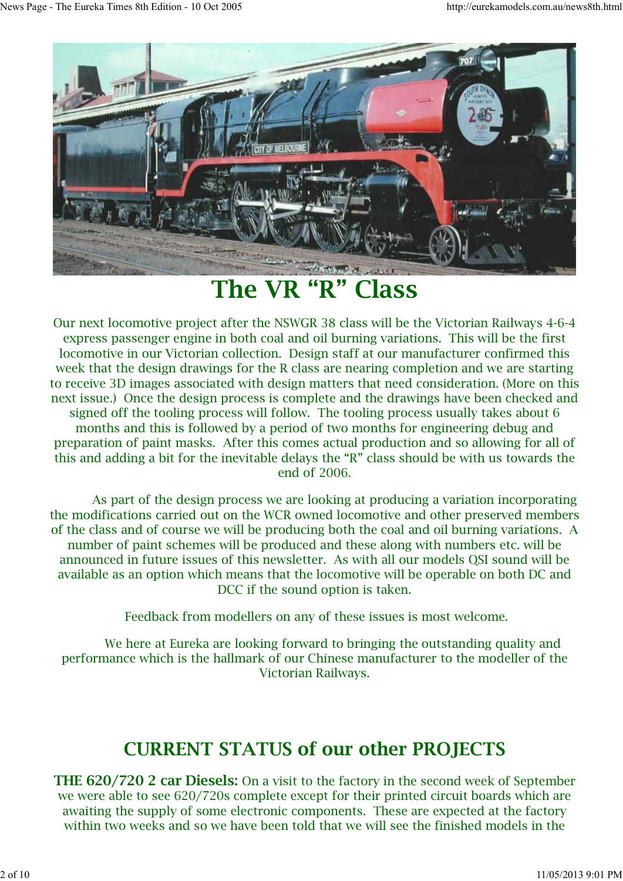# The VR “R” Class

Our next locomotive project after the NSWGR 38 class will be the Victorian Railways 4-6-4 express passenger engine in both coal and oil burning variations. This will be the first locomotive in our Victorian collection. Design staff at our manufacturer confirmed this week that the design drawings for the R class are nearing completion and we are starting to receive 3D images associated with design matters that need consideration. (More on this next issue.) Once the design process is complete and the drawings have been checked and signed off the tooling process will follow. The tooling process usually takes about 6 months and this is followed by a period of two months for engineering debug and preparation of paint masks. After this comes actual production and so allowing for all of this and adding a bit for the inevitable delays the “R” class should be with us towards the end of 2006.

As part of the design process we are looking at producing a variation incorporating the modifications carried out on the WCR owned locomotive and other preserved members of the class and of course we will be producing both the coal and oil burning variations. A number of paint schemes will be produced and these along with numbers etc. will be announced in future issues of this newsletter. As with all our models QSI sound will be available as an option which means that the locomotive will be operable on both DC and DCC if the sound option is taken.

Feedback from modellers on any of these issues is most welcome.

We here at Eureka are looking forward to bringing the outstanding quality and performance which is the hallmark of our Chinese manufacturer to the modeller of the Victorian Railways.

## CURRENT STATUS of our other PROJECTS

**THE 620/720 2 car Diesels:** On a visit to the factory in the second week of September we were able to see 620/720s complete except for their printed circuit boards which are awaiting the supply of some electronic components. These are expected at the factory within two weeks and so we have been told that we will see the finished models in the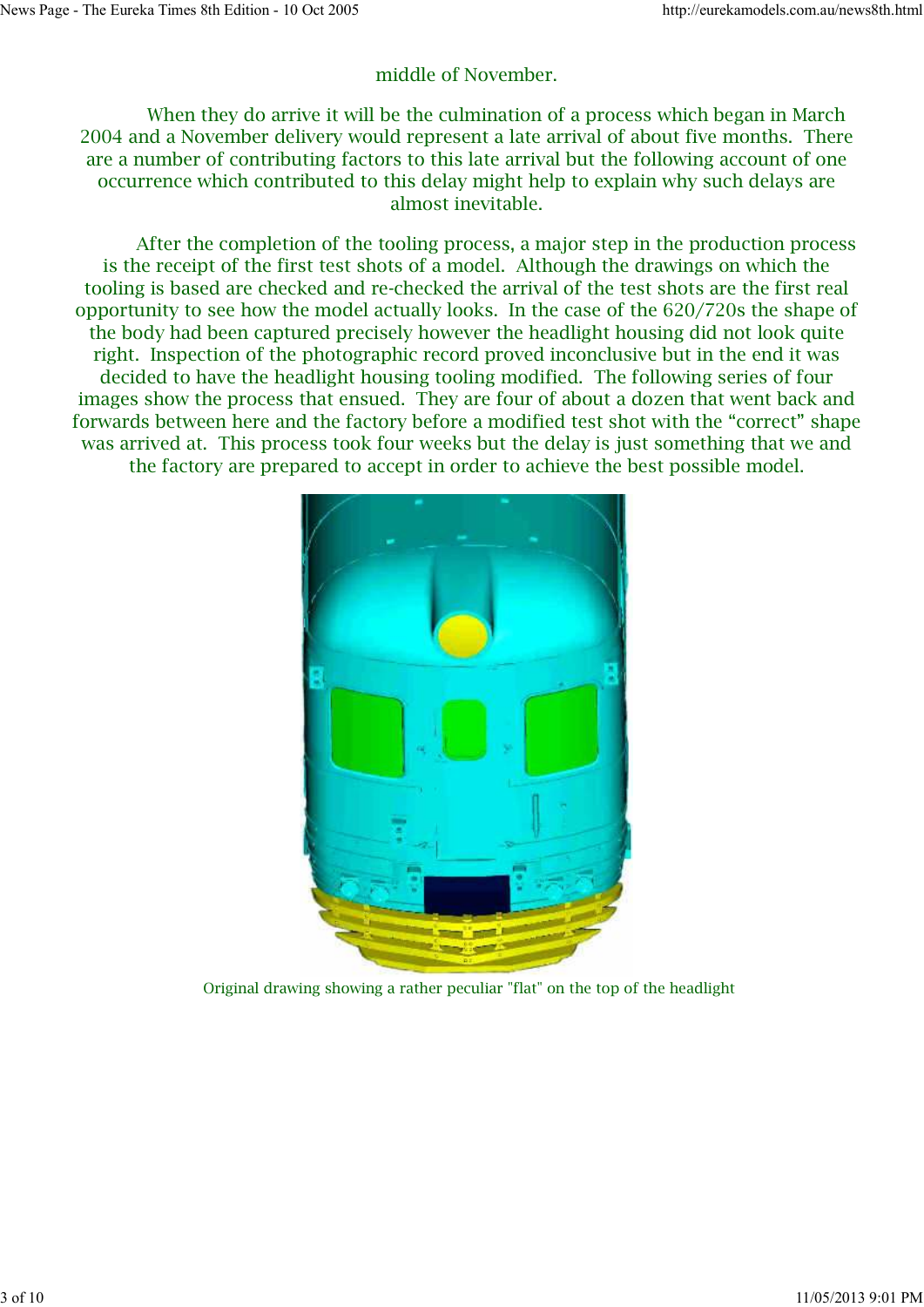middle of November.

When they do arrive it will be the culmination of a process which began in March 2004 and a November delivery would represent a late arrival of about five months. There are a number of contributing factors to this late arrival but the following account of one occurrence which contributed to this delay might help to explain why such delays are almost inevitable.

After the completion of the tooling process, a major step in the production process is the receipt of the first test shots of a model. Although the drawings on which the tooling is based are checked and re-checked the arrival of the test shots are the first real opportunity to see how the model actually looks. In the case of the 620/720s the shape of the body had been captured precisely however the headlight housing did not look quite right. Inspection of the photographic record proved inconclusive but in the end it was decided to have the headlight housing tooling modified. The following series of four images show the process that ensued. They are four of about a dozen that went back and forwards between here and the factory before a modified test shot with the "correct" shape was arrived at. This process took four weeks but the delay is just something that we and the factory are prepared to accept in order to achieve the best possible model.

Original drawing showing a rather peculiar "flat" on the top of the headlight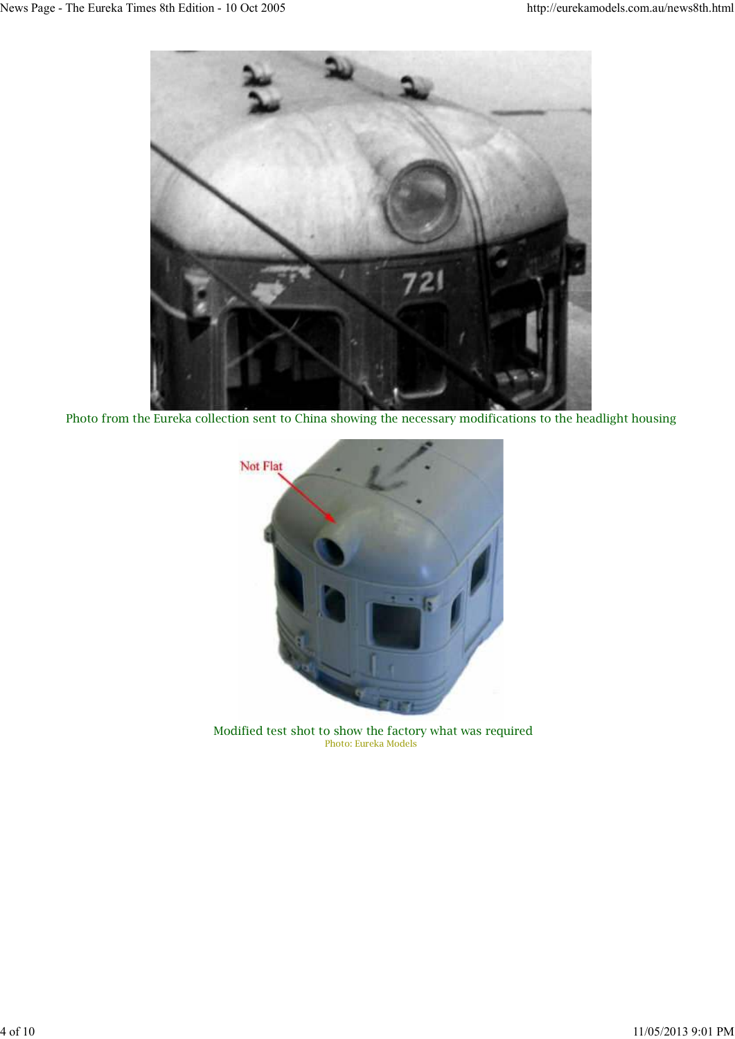Photo from the Eureka collection sent to China showing the necessary modifications to the headlight housing

Modified test shot to show the factory what was required

Photo: Eureka Models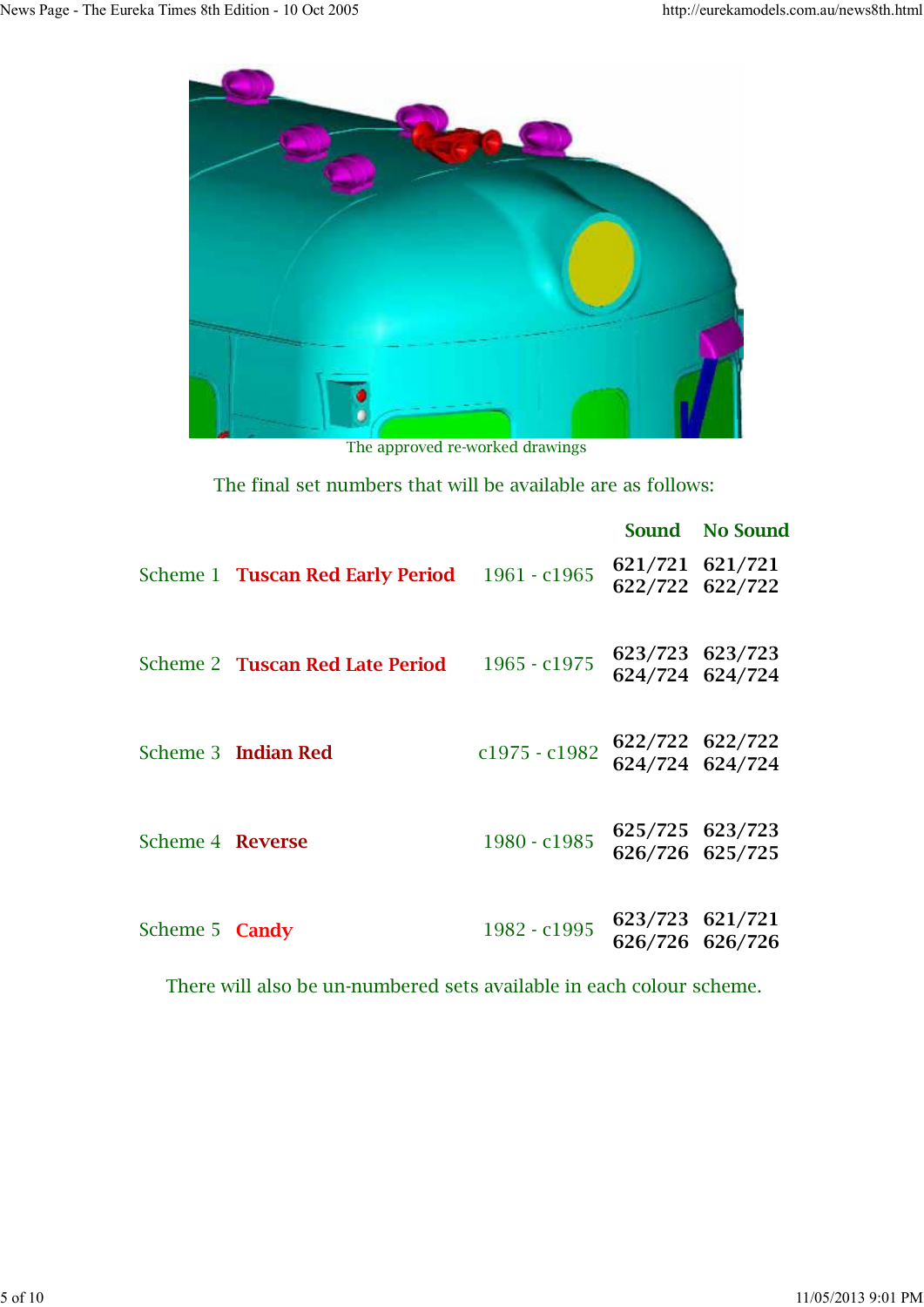The approved re-worked drawings

The final set numbers that will be available are as follows:

| | | | Sound | No Sound |
|---|---|---|---|---|
| Scheme 1 | **Tuscan Red Early Period** | 1961 - c1965 | **621/721**<br>**622/722** | **621/721**<br>**622/722** |
| Scheme 2 | **Tuscan Red Late Period** | 1965 - c1975 | **623/723**<br>**624/724** | **623/723**<br>**624/724** |
| Scheme 3 | **Indian Red** | c1975 - c1982 | **622/722**<br>**624/724** | **622/722**<br>**624/724** |
| Scheme 4 | **Reverse** | 1980 - c1985 | **625/725**<br>**626/726** | **623/723**<br>**625/725** |
| Scheme 5 | **Candy** | 1982 - c1995 | **623/723**<br>**626/726** | **621/721**<br>**626/726** |

There will also be un-numbered sets available in each colour scheme.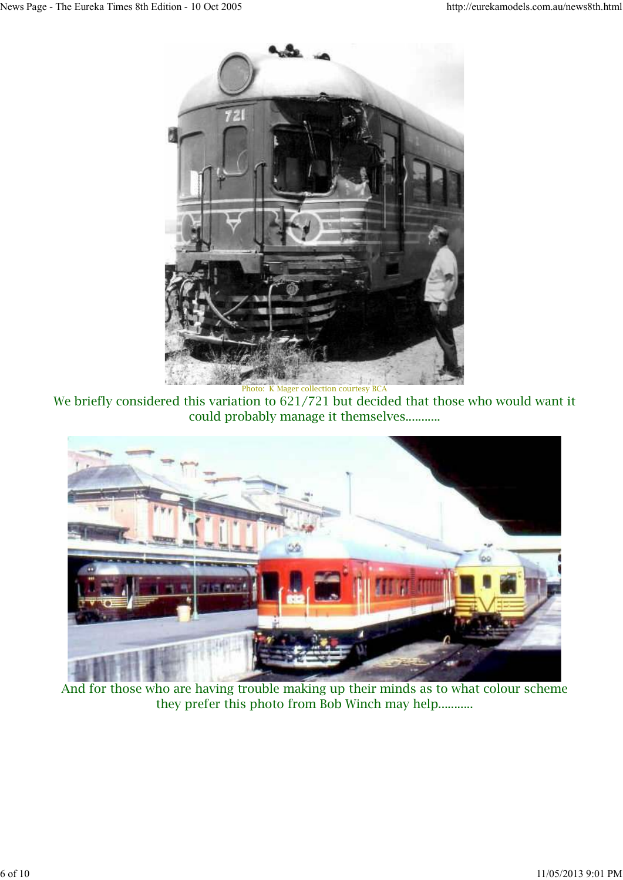Photo: K Mager collection courtesy BCA

We briefly considered this variation to 621/721 but decided that those who would want it could probably manage it themselves...........

And for those who are having trouble making up their minds as to what colour scheme they prefer this photo from Bob Winch may help...........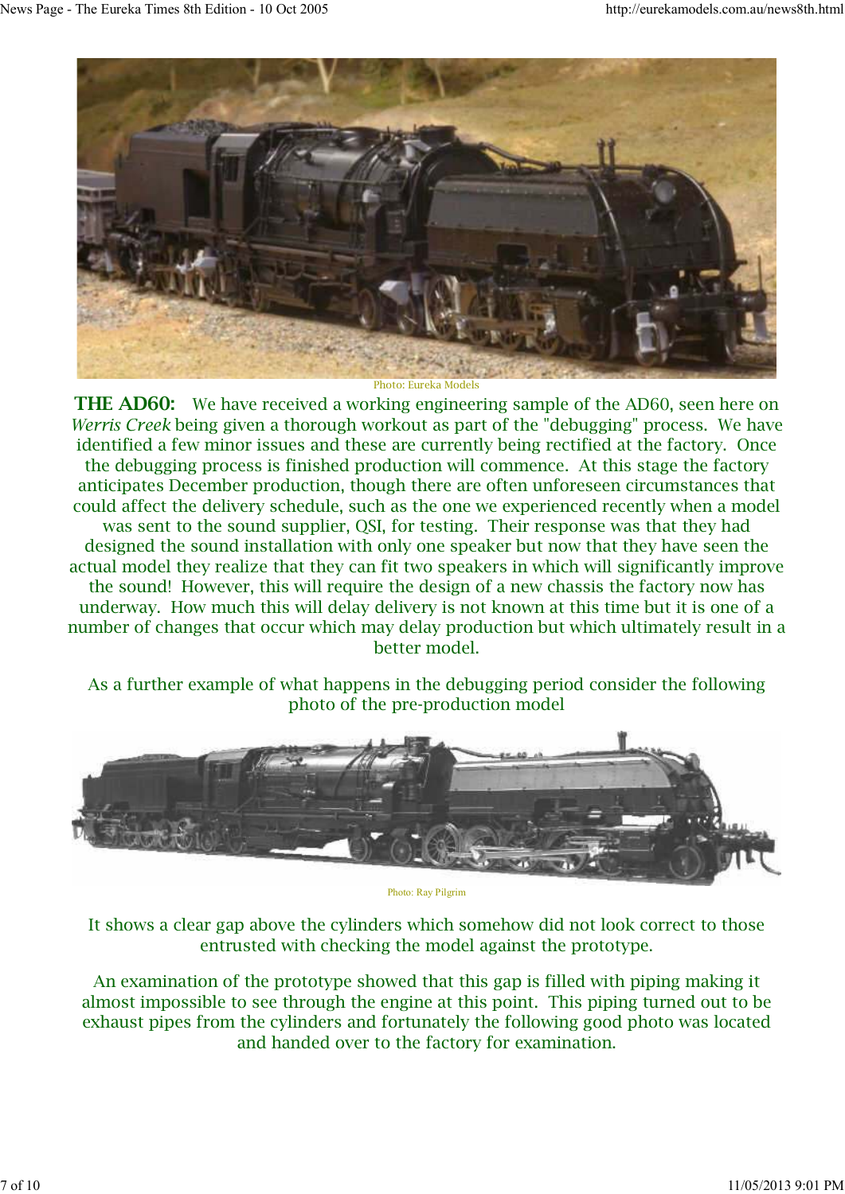Photo: Eureka Models

**THE AD60:** We have received a working engineering sample of the AD60, seen here on *Werris Creek* being given a thorough workout as part of the "debugging" process. We have identified a few minor issues and these are currently being rectified at the factory. Once the debugging process is finished production will commence. At this stage the factory anticipates December production, though there are often unforeseen circumstances that could affect the delivery schedule, such as the one we experienced recently when a model was sent to the sound supplier, QSI, for testing. Their response was that they had designed the sound installation with only one speaker but now that they have seen the actual model they realize that they can fit two speakers in which will significantly improve the sound! However, this will require the design of a new chassis the factory now has underway. How much this will delay delivery is not known at this time but it is one of a number of changes that occur which may delay production but which ultimately result in a better model.

As a further example of what happens in the debugging period consider the following photo of the pre-production model

Photo: Ray Pilgrim

It shows a clear gap above the cylinders which somehow did not look correct to those entrusted with checking the model against the prototype.

An examination of the prototype showed that this gap is filled with piping making it almost impossible to see through the engine at this point. This piping turned out to be exhaust pipes from the cylinders and fortunately the following good photo was located and handed over to the factory for examination.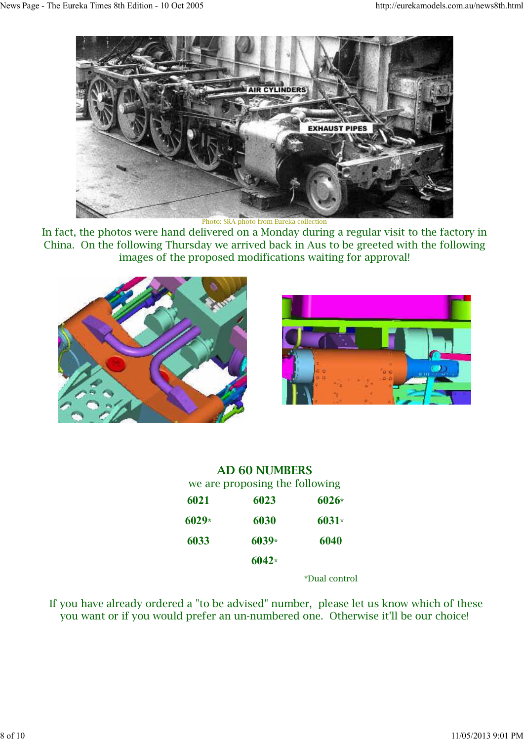Photo: SRA photo from Eureka collection

In fact, the photos were hand delivered on a Monday during a regular visit to the factory in China. On the following Thursday we arrived back in Aus to be greeted with the following images of the proposed modifications waiting for approval!

## AD 60 NUMBERS

we are proposing the following

| | | |
|---|---|---|
| 6021 | 6023 | 6026* |
| 6029* | 6030 | 6031* |
| 6033 | 6039* | 6040 |
| | 6042* | |

*Dual control

If you have already ordered a "to be advised" number, please let us know which of these you want or if you would prefer an un-numbered one. Otherwise it'll be our choice!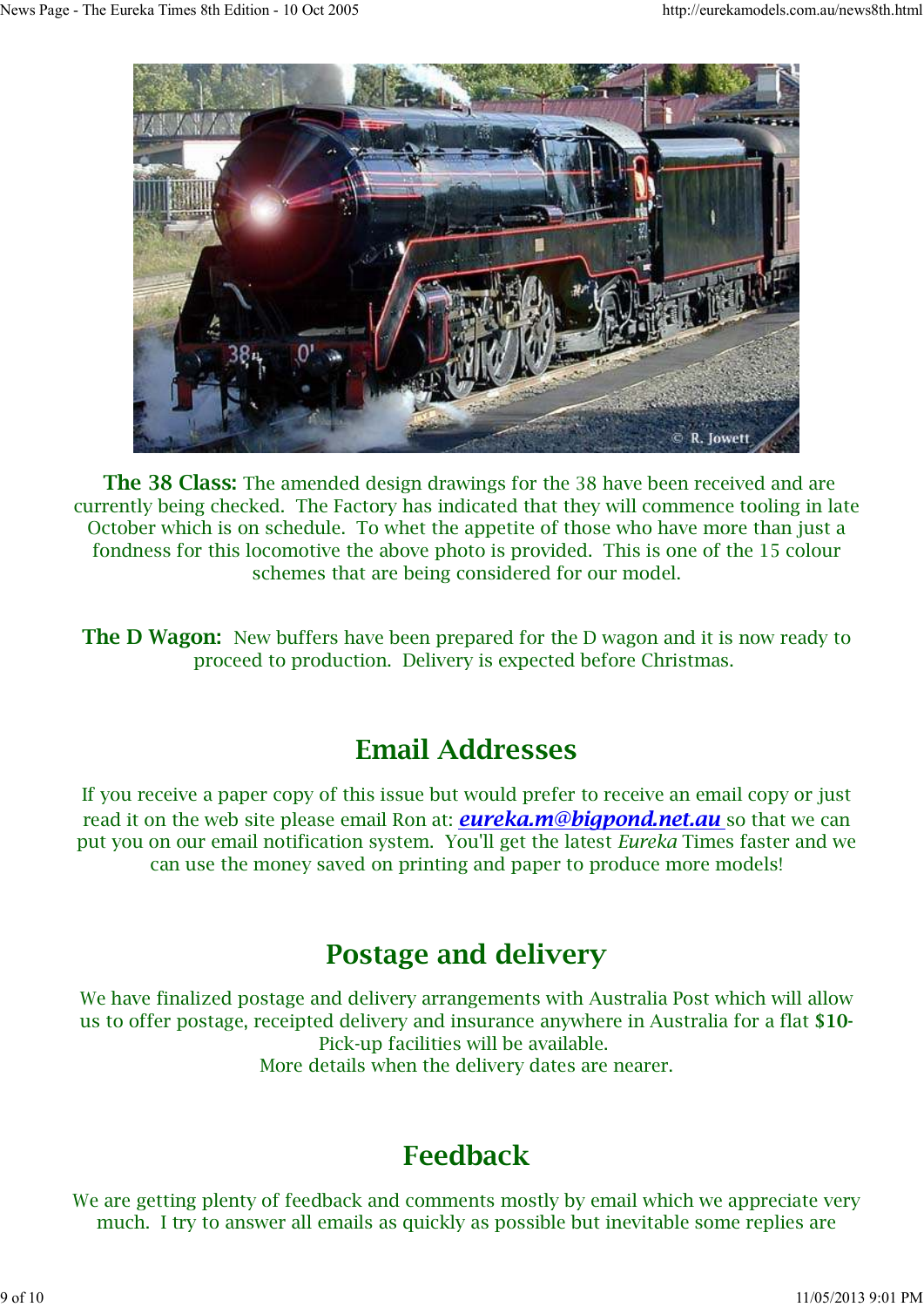**The 38 Class:** The amended design drawings for the 38 have been received and are currently being checked. The Factory has indicated that they will commence tooling in late October which is on schedule. To whet the appetite of those who have more than just a fondness for this locomotive the above photo is provided. This is one of the 15 colour schemes that are being considered for our model.

**The D Wagon:** New buffers have been prepared for the D wagon and it is now ready to proceed to production. Delivery is expected before Christmas.

## Email Addresses

If you receive a paper copy of this issue but would prefer to receive an email copy or just read it on the web site please email Ron at: ***eureka.m@bigpond.net.au*** so that we can put you on our email notification system. You'll get the latest *Eureka* Times faster and we can use the money saved on printing and paper to produce more models!

## Postage and delivery

We have finalized postage and delivery arrangements with Australia Post which will allow us to offer postage, receipted delivery and insurance anywhere in Australia for a flat **$10-** Pick-up facilities will be available.
More details when the delivery dates are nearer.

## Feedback

We are getting plenty of feedback and comments mostly by email which we appreciate very much. I try to answer all emails as quickly as possible but inevitable some replies are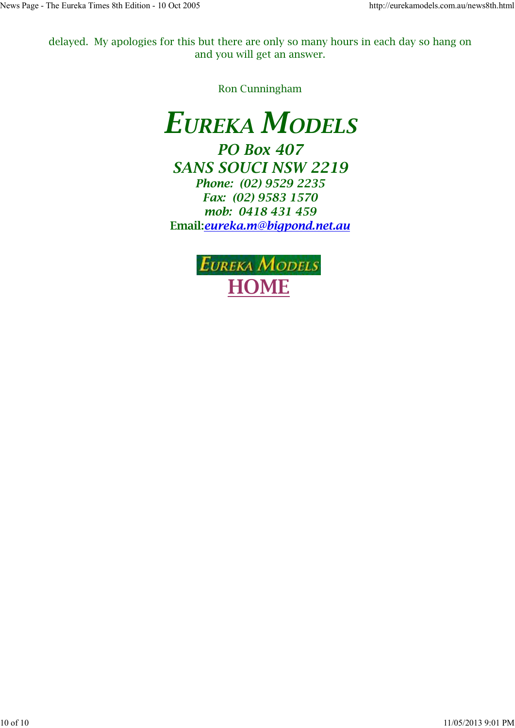delayed. My apologies for this but there are only so many hours in each day so hang on and you will get an answer.

Ron Cunningham

# *EUREKA MODELS*

***PO Box 407***
***SANS SOUCI NSW 2219***
***Phone: (02) 9529 2235***
***Fax: (02) 9583 1570***
***mob: 0418 431 459***
**Email:*eureka.m@bigpond.net.au***

EUREKA MODELS

**HOME**